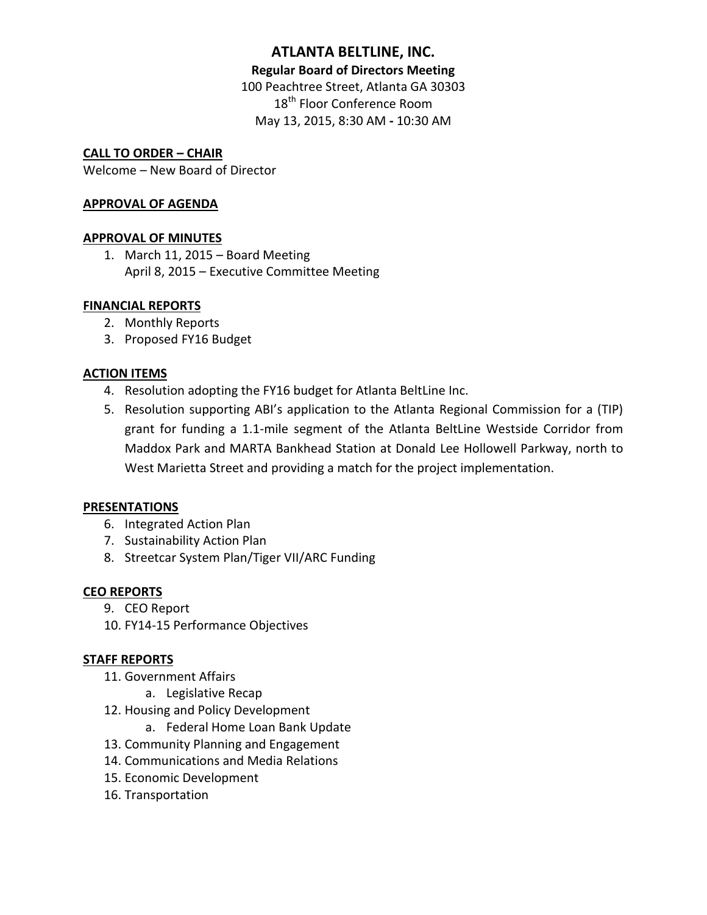# ATLANTA BELTLINE, INC.

**Regular Board of Directors Meeting**

100 Peachtree Street, Atlanta GA 30303

18th Floor Conference Room

May 13, 2015, 8:30 AM - 10:30 AM

**CALL TO ORDER – CHAIR**

Welcome – New Board of Director

**APPROVAL OF AGENDA**

**APPROVAL OF MINUTES**

1. March 11, 2015 – Board Meeting
   April 8, 2015 – Executive Committee Meeting

**FINANCIAL REPORTS**

2. Monthly Reports
3. Proposed FY16 Budget

**ACTION ITEMS**

4. Resolution adopting the FY16 budget for Atlanta BeltLine Inc.
5. Resolution supporting ABI's application to the Atlanta Regional Commission for a (TIP) grant for funding a 1.1-mile segment of the Atlanta BeltLine Westside Corridor from Maddox Park and MARTA Bankhead Station at Donald Lee Hollowell Parkway, north to West Marietta Street and providing a match for the project implementation.

**PRESENTATIONS**

6. Integrated Action Plan
7. Sustainability Action Plan
8. Streetcar System Plan/Tiger VII/ARC Funding

**CEO REPORTS**

9. CEO Report
10. FY14-15 Performance Objectives

**STAFF REPORTS**

11. Government Affairs
    a. Legislative Recap
12. Housing and Policy Development
    a. Federal Home Loan Bank Update
13. Community Planning and Engagement
14. Communications and Media Relations
15. Economic Development
16. Transportation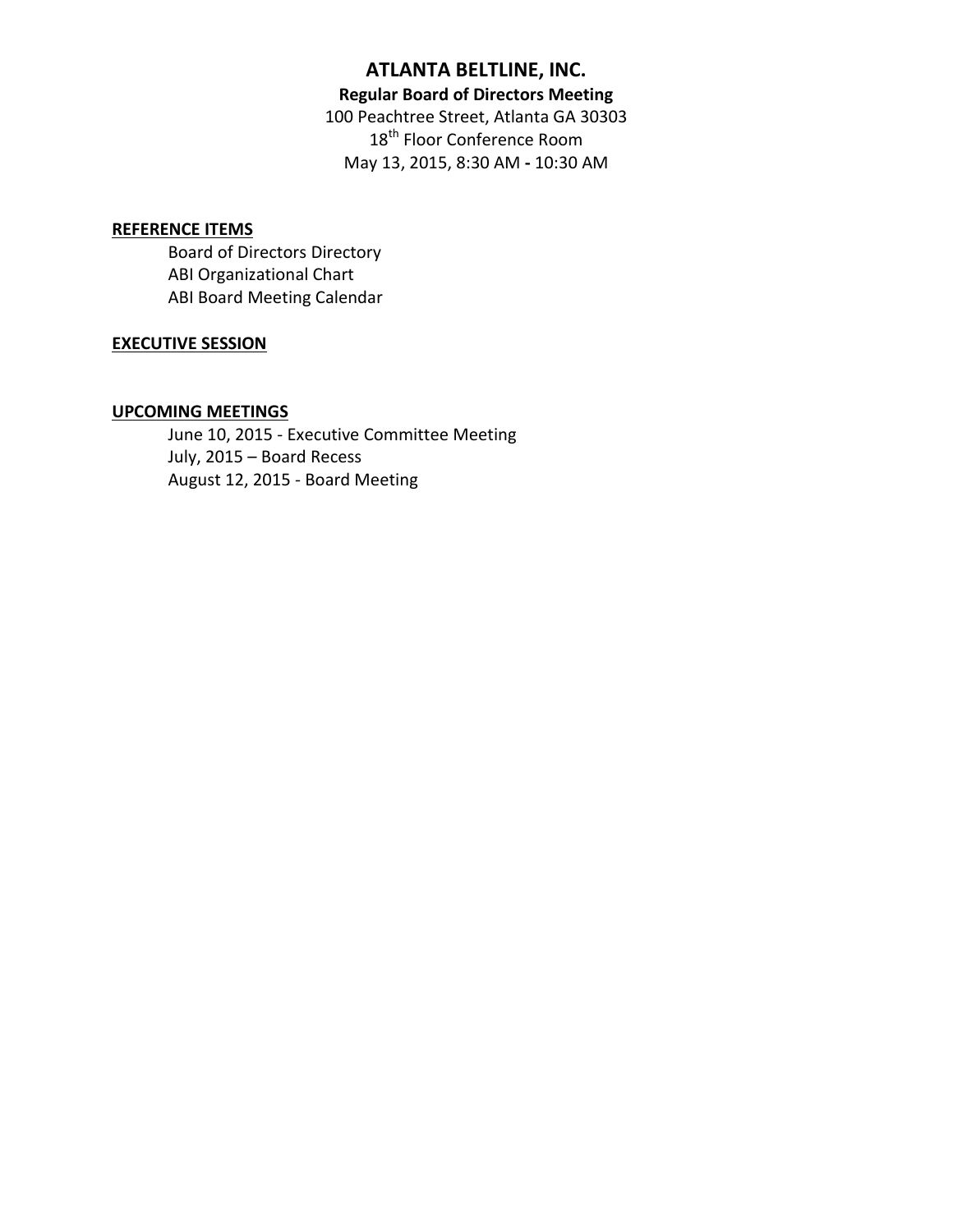# ATLANTA BELTLINE, INC.

**Regular Board of Directors Meeting**

100 Peachtree Street, Atlanta GA 30303

18th Floor Conference Room

May 13, 2015, 8:30 AM - 10:30 AM

**REFERENCE ITEMS**

Board of Directors Directory
ABI Organizational Chart
ABI Board Meeting Calendar

**EXECUTIVE SESSION**

**UPCOMING MEETINGS**

June 10, 2015 - Executive Committee Meeting
July, 2015 – Board Recess
August 12, 2015 - Board Meeting